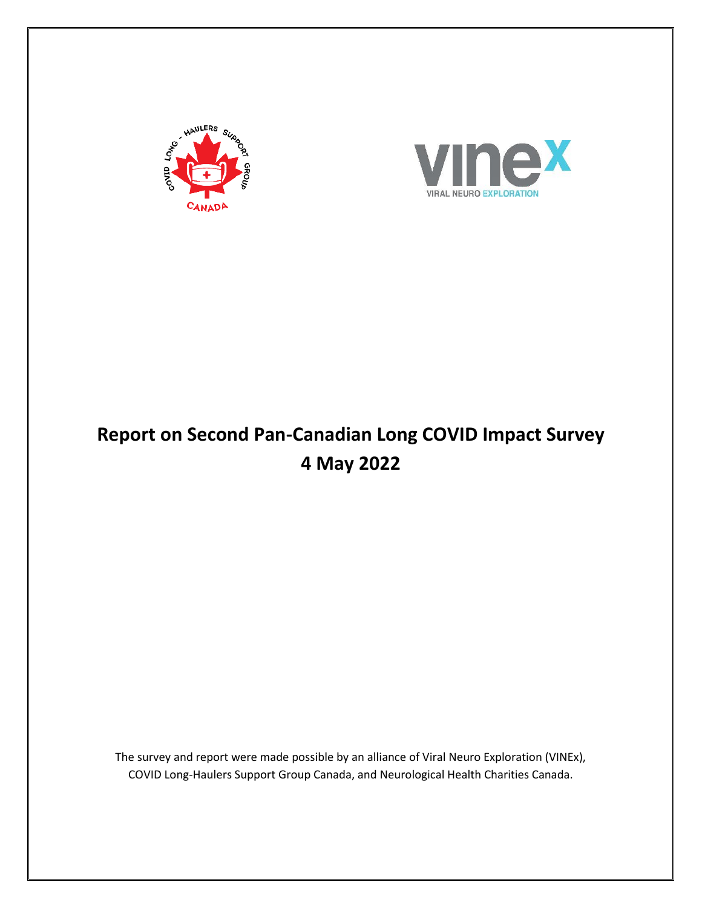# Report on Second Pan-Canadian Long COVID Impact Survey
# 4 May 2022

The survey and report were made possible by an alliance of Viral Neuro Exploration (VINEx), COVID Long-Haulers Support Group Canada, and Neurological Health Charities Canada.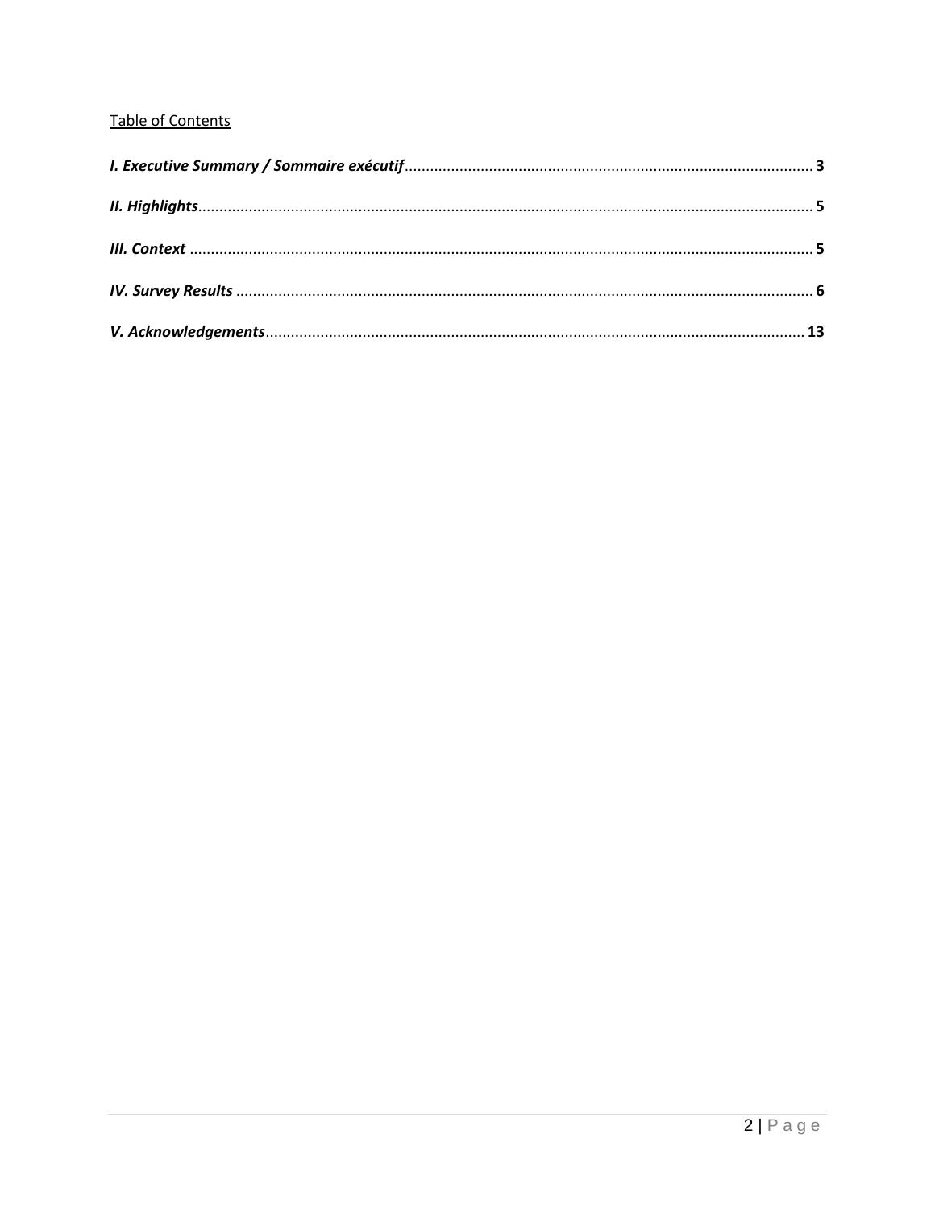Table of Contents

***I. Executive Summary / Sommaire exécutif*** .......... **3**

***II. Highlights*** .......... **5**

***III. Context*** .......... **5**

***IV. Survey Results*** .......... **6**

***V. Acknowledgements*** .......... **13**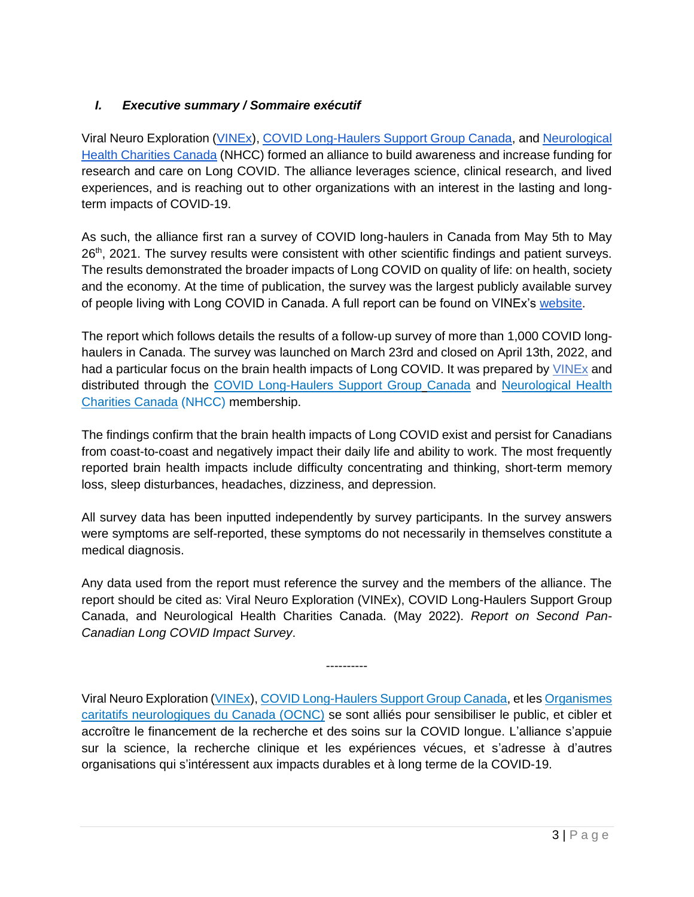## *I. Executive summary / Sommaire exécutif*

Viral Neuro Exploration (VINEx), COVID Long-Haulers Support Group Canada, and Neurological Health Charities Canada (NHCC) formed an alliance to build awareness and increase funding for research and care on Long COVID. The alliance leverages science, clinical research, and lived experiences, and is reaching out to other organizations with an interest in the lasting and long-term impacts of COVID-19.

As such, the alliance first ran a survey of COVID long-haulers in Canada from May 5th to May 26th, 2021. The survey results were consistent with other scientific findings and patient surveys. The results demonstrated the broader impacts of Long COVID on quality of life: on health, society and the economy. At the time of publication, the survey was the largest publicly available survey of people living with Long COVID in Canada. A full report can be found on VINEx's website.

The report which follows details the results of a follow-up survey of more than 1,000 COVID long-haulers in Canada. The survey was launched on March 23rd and closed on April 13th, 2022, and had a particular focus on the brain health impacts of Long COVID. It was prepared by VINEx and distributed through the COVID Long-Haulers Support Group Canada and Neurological Health Charities Canada (NHCC) membership.

The findings confirm that the brain health impacts of Long COVID exist and persist for Canadians from coast-to-coast and negatively impact their daily life and ability to work. The most frequently reported brain health impacts include difficulty concentrating and thinking, short-term memory loss, sleep disturbances, headaches, dizziness, and depression.

All survey data has been inputted independently by survey participants. In the survey answers were symptoms are self-reported, these symptoms do not necessarily in themselves constitute a medical diagnosis.

Any data used from the report must reference the survey and the members of the alliance. The report should be cited as: Viral Neuro Exploration (VINEx), COVID Long-Haulers Support Group Canada, and Neurological Health Charities Canada. (May 2022). *Report on Second Pan-Canadian Long COVID Impact Survey*.

----------

Viral Neuro Exploration (VINEx), COVID Long-Haulers Support Group Canada, et les Organismes caritatifs neurologiques du Canada (OCNC) se sont alliés pour sensibiliser le public, et cibler et accroître le financement de la recherche et des soins sur la COVID longue. L'alliance s'appuie sur la science, la recherche clinique et les expériences vécues, et s'adresse à d'autres organisations qui s'intéressent aux impacts durables et à long terme de la COVID-19.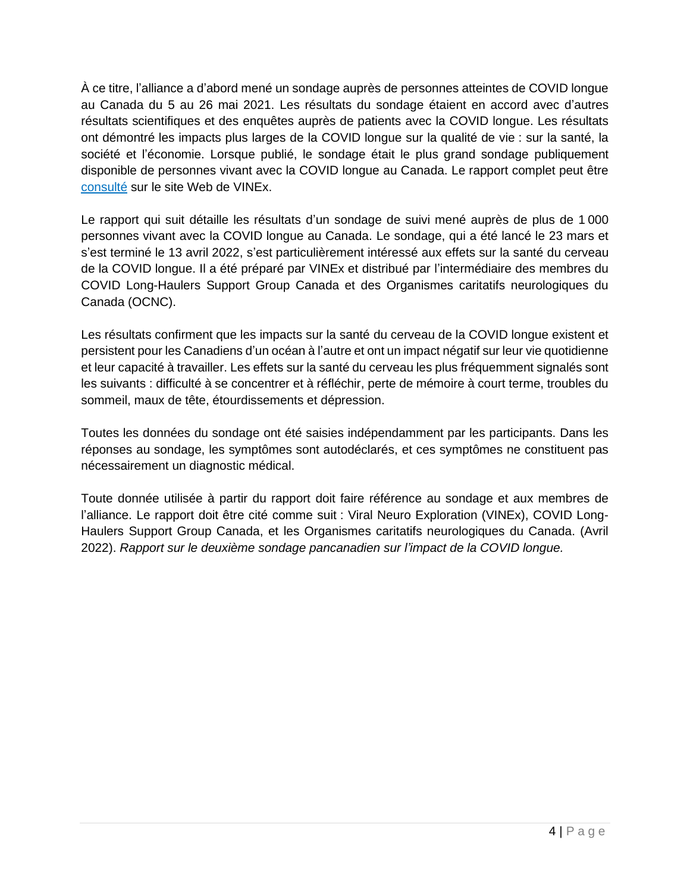À ce titre, l'alliance a d'abord mené un sondage auprès de personnes atteintes de COVID longue au Canada du 5 au 26 mai 2021. Les résultats du sondage étaient en accord avec d'autres résultats scientifiques et des enquêtes auprès de patients avec la COVID longue. Les résultats ont démontré les impacts plus larges de la COVID longue sur la qualité de vie : sur la santé, la société et l'économie. Lorsque publié, le sondage était le plus grand sondage publiquement disponible de personnes vivant avec la COVID longue au Canada. Le rapport complet peut être consulté sur le site Web de VINEx.

Le rapport qui suit détaille les résultats d'un sondage de suivi mené auprès de plus de 1 000 personnes vivant avec la COVID longue au Canada. Le sondage, qui a été lancé le 23 mars et s'est terminé le 13 avril 2022, s'est particulièrement intéressé aux effets sur la santé du cerveau de la COVID longue. Il a été préparé par VINEx et distribué par l'intermédiaire des membres du COVID Long-Haulers Support Group Canada et des Organismes caritatifs neurologiques du Canada (OCNC).

Les résultats confirment que les impacts sur la santé du cerveau de la COVID longue existent et persistent pour les Canadiens d'un océan à l'autre et ont un impact négatif sur leur vie quotidienne et leur capacité à travailler. Les effets sur la santé du cerveau les plus fréquemment signalés sont les suivants : difficulté à se concentrer et à réfléchir, perte de mémoire à court terme, troubles du sommeil, maux de tête, étourdissements et dépression.

Toutes les données du sondage ont été saisies indépendamment par les participants. Dans les réponses au sondage, les symptômes sont autodéclarés, et ces symptômes ne constituent pas nécessairement un diagnostic médical.

Toute donnée utilisée à partir du rapport doit faire référence au sondage et aux membres de l'alliance. Le rapport doit être cité comme suit : Viral Neuro Exploration (VINEx), COVID Long-Haulers Support Group Canada, et les Organismes caritatifs neurologiques du Canada. (Avril 2022). *Rapport sur le deuxième sondage pancanadien sur l'impact de la COVID longue.*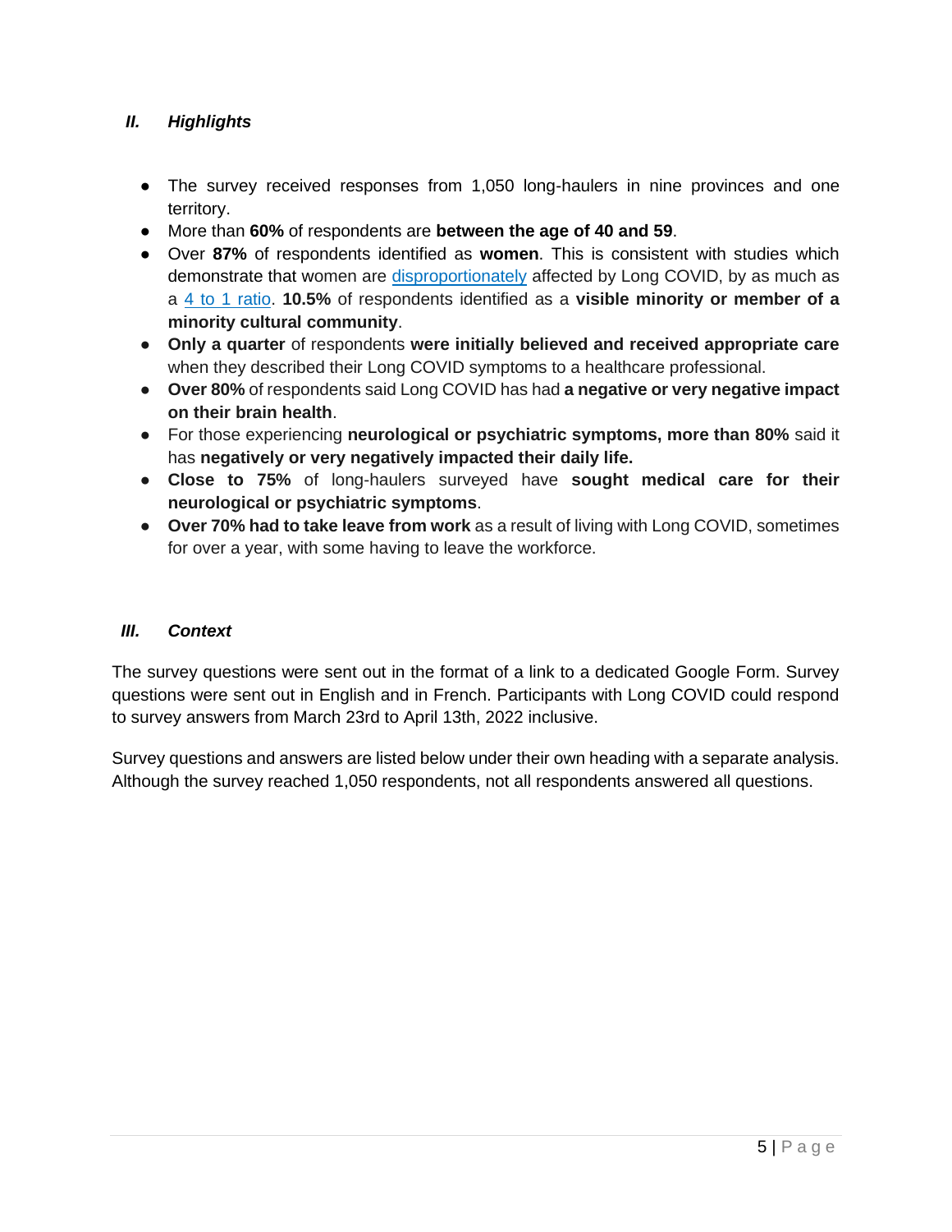## *II. Highlights*

- The survey received responses from 1,050 long-haulers in nine provinces and one territory.
- More than **60%** of respondents are **between the age of 40 and 59**.
- Over **87%** of respondents identified as **women**. This is consistent with studies which demonstrate that women are disproportionately affected by Long COVID, by as much as a 4 to 1 ratio. **10.5%** of respondents identified as a **visible minority or member of a minority cultural community**.
- **Only a quarter** of respondents **were initially believed and received appropriate care** when they described their Long COVID symptoms to a healthcare professional.
- **Over 80%** of respondents said Long COVID has had **a negative or very negative impact on their brain health**.
- For those experiencing **neurological or psychiatric symptoms, more than 80%** said it has **negatively or very negatively impacted their daily life.**
- **Close to 75%** of long-haulers surveyed have **sought medical care for their neurological or psychiatric symptoms**.
- **Over 70% had to take leave from work** as a result of living with Long COVID, sometimes for over a year, with some having to leave the workforce.

## *III. Context*

The survey questions were sent out in the format of a link to a dedicated Google Form. Survey questions were sent out in English and in French. Participants with Long COVID could respond to survey answers from March 23rd to April 13th, 2022 inclusive.

Survey questions and answers are listed below under their own heading with a separate analysis. Although the survey reached 1,050 respondents, not all respondents answered all questions.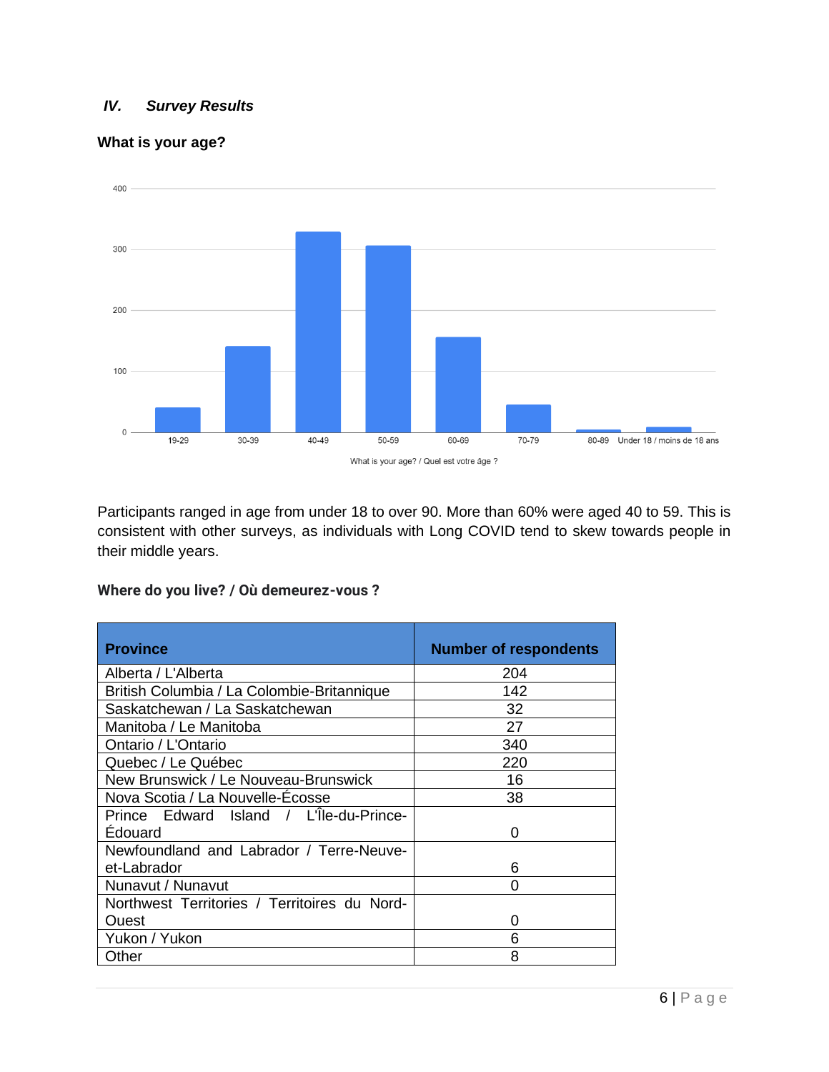### IV. *Survey Results*

**What is your age?**

Participants ranged in age from under 18 to over 90. More than 60% were aged 40 to 59. This is consistent with other surveys, as individuals with Long COVID tend to skew towards people in their middle years.

**Where do you live? / Où demeurez-vous ?**

| Province | Number of respondents |
|---|---|
| Alberta / L'Alberta | 204 |
| British Columbia / La Colombie-Britannique | 142 |
| Saskatchewan / La Saskatchewan | 32 |
| Manitoba / Le Manitoba | 27 |
| Ontario / L'Ontario | 340 |
| Quebec / Le Québec | 220 |
| New Brunswick / Le Nouveau-Brunswick | 16 |
| Nova Scotia / La Nouvelle-Écosse | 38 |
| Prince Edward Island / L'Île-du-Prince-Édouard | 0 |
| Newfoundland and Labrador / Terre-Neuve-et-Labrador | 6 |
| Nunavut / Nunavut | 0 |
| Northwest Territories / Territoires du Nord-Ouest | 0 |
| Yukon / Yukon | 6 |
| Other | 8 |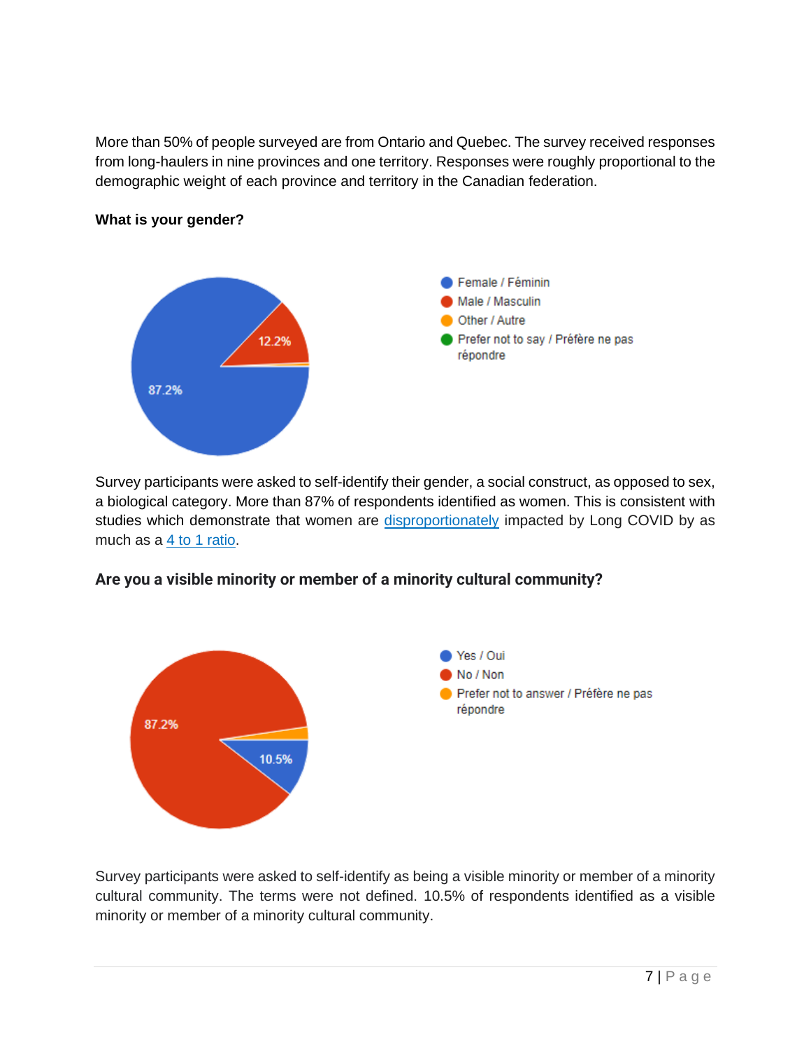More than 50% of people surveyed are from Ontario and Quebec. The survey received responses from long-haulers in nine provinces and one territory. Responses were roughly proportional to the demographic weight of each province and territory in the Canadian federation.

**What is your gender?**

- Female / Féminin
- Male / Masculin
- Other / Autre
- Prefer not to say / Préfère ne pas répondre

87.2%

12.2%

Survey participants were asked to self-identify their gender, a social construct, as opposed to sex, a biological category. More than 87% of respondents identified as women. This is consistent with studies which demonstrate that women are disproportionately impacted by Long COVID by as much as a 4 to 1 ratio.

**Are you a visible minority or member of a minority cultural community?**

- Yes / Oui
- No / Non
- Prefer not to answer / Préfère ne pas répondre

87.2%

10.5%

Survey participants were asked to self-identify as being a visible minority or member of a minority cultural community. The terms were not defined. 10.5% of respondents identified as a visible minority or member of a minority cultural community.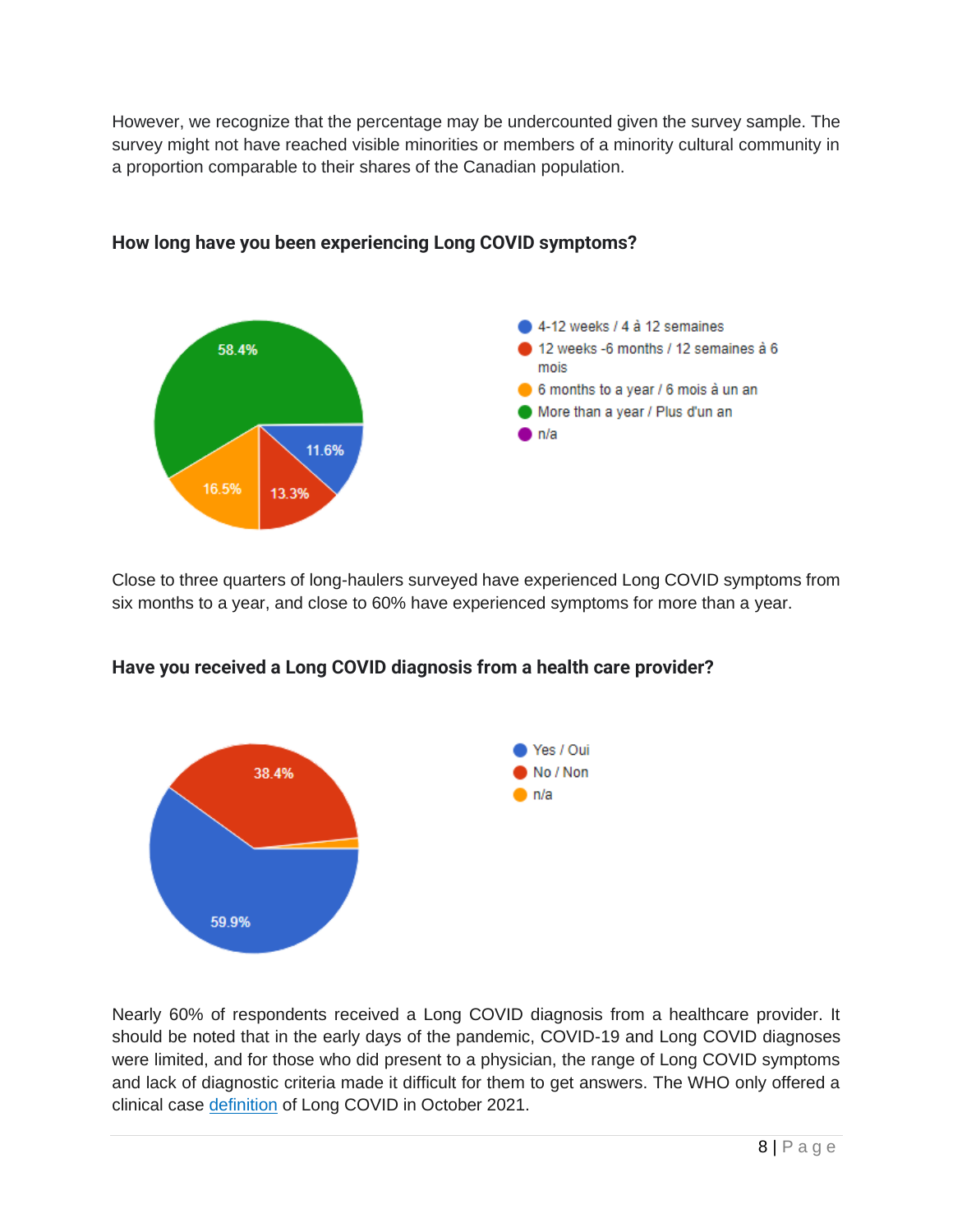However, we recognize that the percentage may be undercounted given the survey sample. The survey might not have reached visible minorities or members of a minority cultural community in a proportion comparable to their shares of the Canadian population.

### How long have you been experiencing Long COVID symptoms?

Close to three quarters of long-haulers surveyed have experienced Long COVID symptoms from six months to a year, and close to 60% have experienced symptoms for more than a year.

### Have you received a Long COVID diagnosis from a health care provider?

Nearly 60% of respondents received a Long COVID diagnosis from a healthcare provider. It should be noted that in the early days of the pandemic, COVID-19 and Long COVID diagnoses were limited, and for those who did present to a physician, the range of Long COVID symptoms and lack of diagnostic criteria made it difficult for them to get answers. The WHO only offered a clinical case definition of Long COVID in October 2021.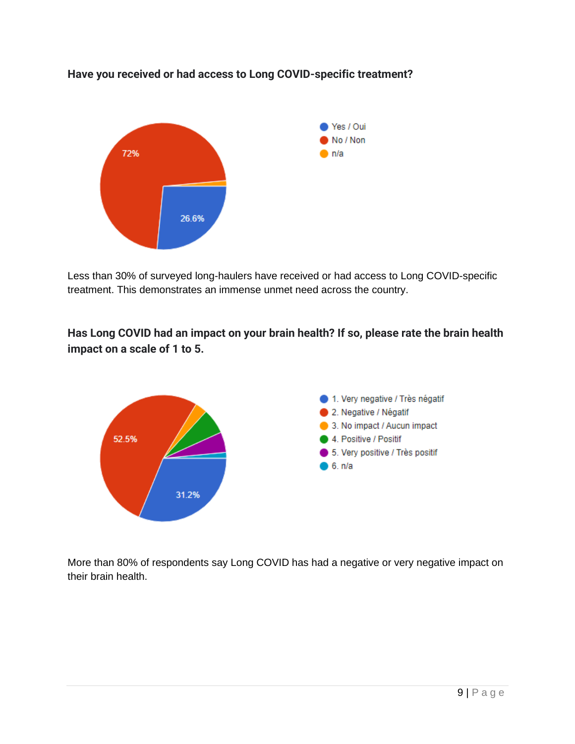**Have you received or had access to Long COVID-specific treatment?**

Less than 30% of surveyed long-haulers have received or had access to Long COVID-specific treatment. This demonstrates an immense unmet need across the country.

**Has Long COVID had an impact on your brain health? If so, please rate the brain health impact on a scale of 1 to 5.**

More than 80% of respondents say Long COVID has had a negative or very negative impact on their brain health.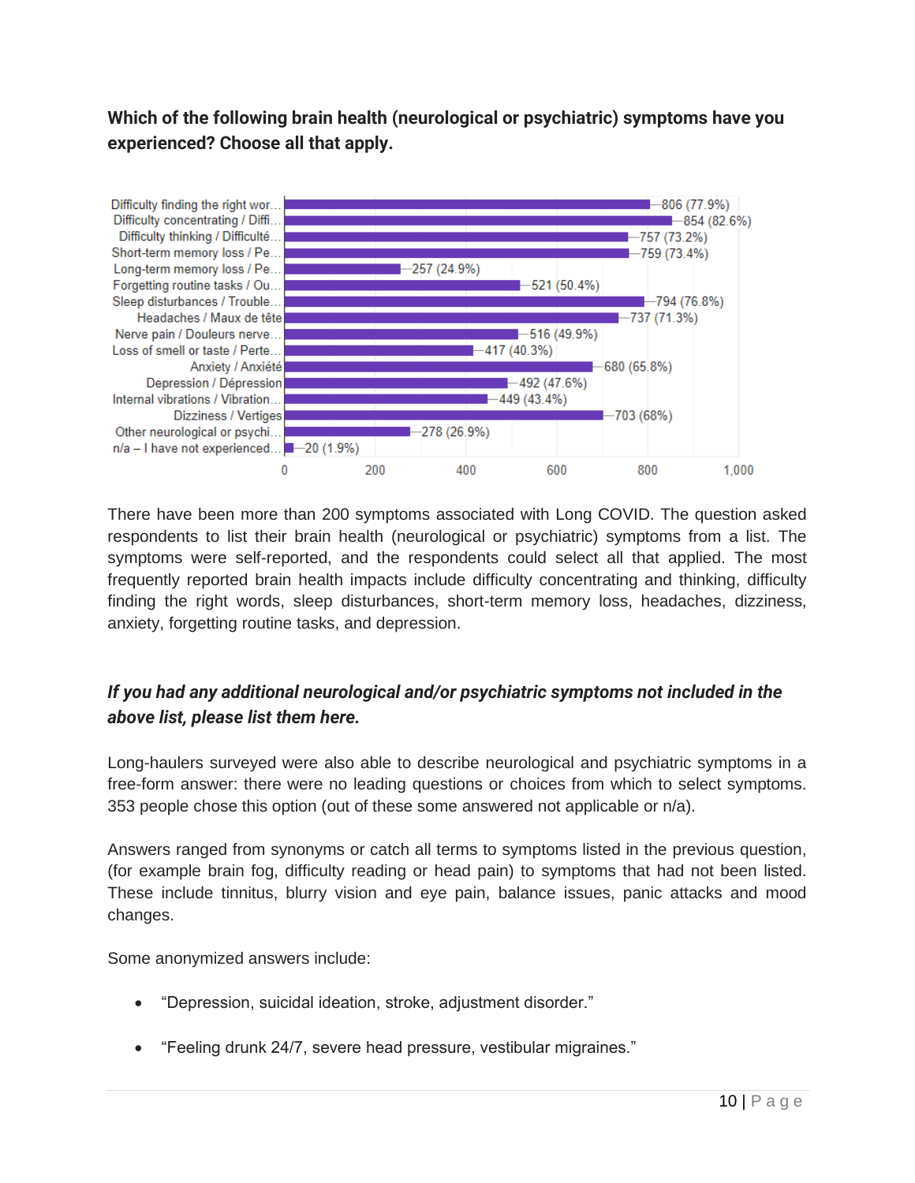**Which of the following brain health (neurological or psychiatric) symptoms have you experienced? Choose all that apply.**

| Symptom | Responses |
| --- | --- |
| Difficulty finding the right wor... | 806 (77.9%) |
| Difficulty concentrating / Diffi... | 854 (82.6%) |
| Difficulty thinking / Difficulté... | 757 (73.2%) |
| Short-term memory loss / Pe... | 759 (73.4%) |
| Long-term memory loss / Pe... | 257 (24.9%) |
| Forgetting routine tasks / Ou... | 521 (50.4%) |
| Sleep disturbances / Trouble... | 794 (76.8%) |
| Headaches / Maux de tête | 737 (71.3%) |
| Nerve pain / Douleurs nerve... | 516 (49.9%) |
| Loss of smell or taste / Perte... | 417 (40.3%) |
| Anxiety / Anxiété | 680 (65.8%) |
| Depression / Dépression | 492 (47.6%) |
| Internal vibrations / Vibration... | 449 (43.4%) |
| Dizziness / Vertiges | 703 (68%) |
| Other neurological or psychi... | 278 (26.9%) |
| n/a – I have not experienced... | 20 (1.9%) |

There have been more than 200 symptoms associated with Long COVID. The question asked respondents to list their brain health (neurological or psychiatric) symptoms from a list. The symptoms were self-reported, and the respondents could select all that applied. The most frequently reported brain health impacts include difficulty concentrating and thinking, difficulty finding the right words, sleep disturbances, short-term memory loss, headaches, dizziness, anxiety, forgetting routine tasks, and depression.

***If you had any additional neurological and/or psychiatric symptoms not included in the above list, please list them here.***

Long-haulers surveyed were also able to describe neurological and psychiatric symptoms in a free-form answer: there were no leading questions or choices from which to select symptoms. 353 people chose this option (out of these some answered not applicable or n/a).

Answers ranged from synonyms or catch all terms to symptoms listed in the previous question, (for example brain fog, difficulty reading or head pain) to symptoms that had not been listed. These include tinnitus, blurry vision and eye pain, balance issues, panic attacks and mood changes.

Some anonymized answers include:

- "Depression, suicidal ideation, stroke, adjustment disorder."
- "Feeling drunk 24/7, severe head pressure, vestibular migraines."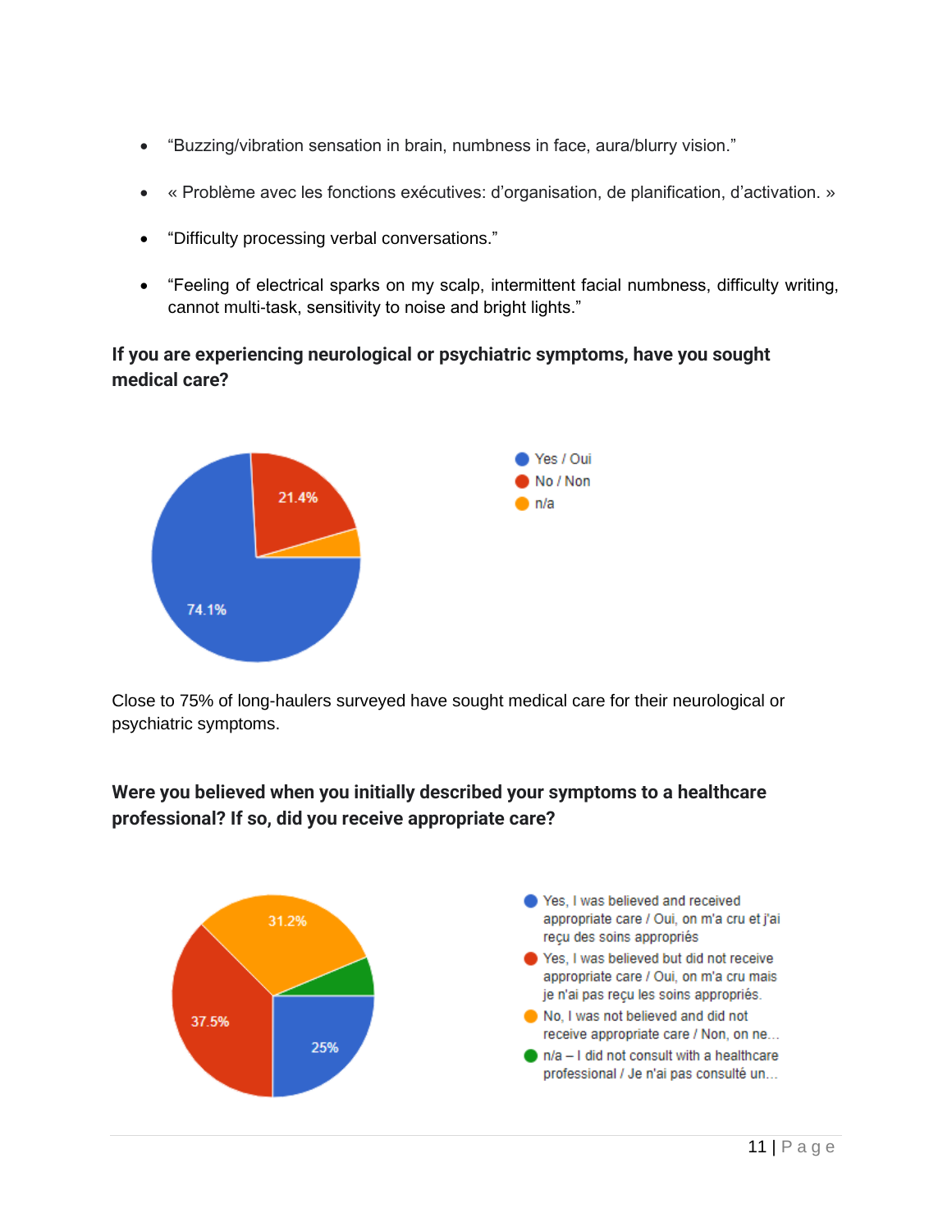- "Buzzing/vibration sensation in brain, numbness in face, aura/blurry vision."

- « Problème avec les fonctions exécutives: d'organisation, de planification, d'activation. »

- "Difficulty processing verbal conversations."

- "Feeling of electrical sparks on my scalp, intermittent facial numbness, difficulty writing, cannot multi-task, sensitivity to noise and bright lights."

**If you are experiencing neurological or psychiatric symptoms, have you sought medical care?**

- Yes / Oui: 74.1%
- No / Non: 21.4%
- n/a

Close to 75% of long-haulers surveyed have sought medical care for their neurological or psychiatric symptoms.

**Were you believed when you initially described your symptoms to a healthcare professional? If so, did you receive appropriate care?**

- Yes, I was believed and received appropriate care / Oui, on m'a cru et j'ai reçu des soins appropriés: 25%
- Yes, I was believed but did not receive appropriate care / Oui, on m'a cru mais je n'ai pas reçu les soins appropriés.: 37.5%
- No, I was not believed and did not receive appropriate care / Non, on ne...: 31.2%
- n/a – I did not consult with a healthcare professional / Je n'ai pas consulté un...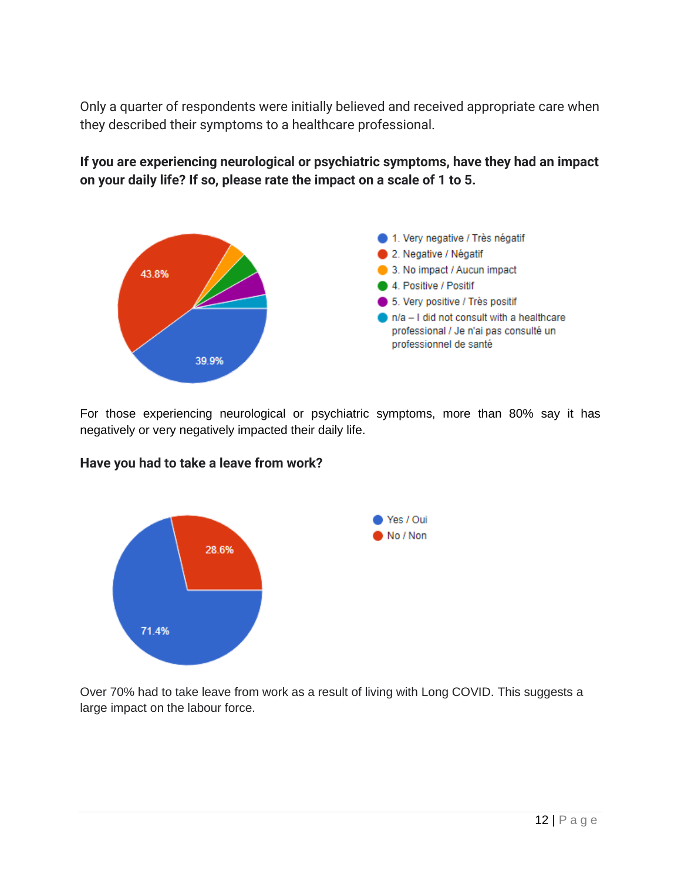Only a quarter of respondents were initially believed and received appropriate care when they described their symptoms to a healthcare professional.

**If you are experiencing neurological or psychiatric symptoms, have they had an impact on your daily life? If so, please rate the impact on a scale of 1 to 5.**

43.8%

39.9%

- 1. Very negative / Très négatif
- 2. Negative / Négatif
- 3. No impact / Aucun impact
- 4. Positive / Positif
- 5. Very positive / Très positif
- n/a – I did not consult with a healthcare professional / Je n'ai pas consulté un professionnel de santé

For those experiencing neurological or psychiatric symptoms, more than 80% say it has negatively or very negatively impacted their daily life.

**Have you had to take a leave from work?**

28.6%

71.4%

- Yes / Oui
- No / Non

Over 70% had to take leave from work as a result of living with Long COVID. This suggests a large impact on the labour force.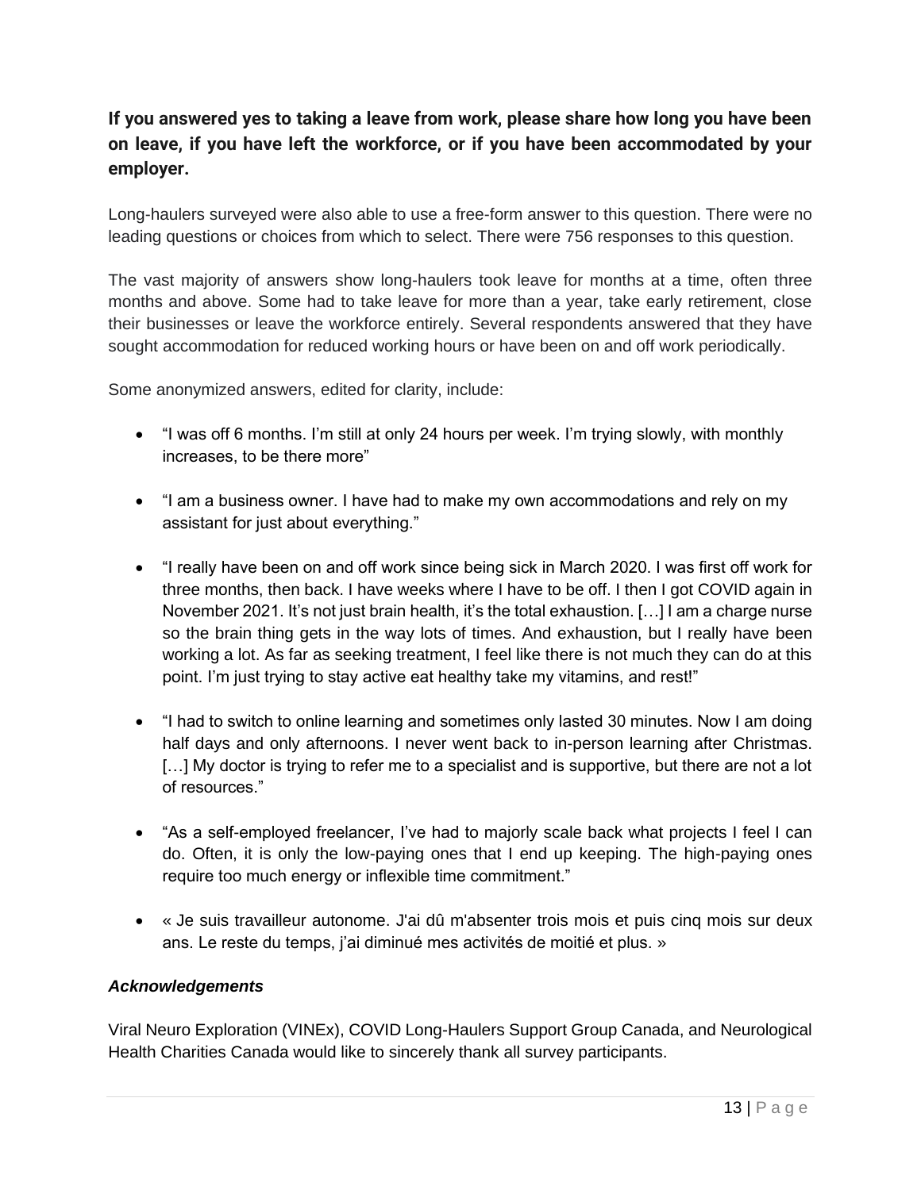### If you answered yes to taking a leave from work, please share how long you have been on leave, if you have left the workforce, or if you have been accommodated by your employer.

Long-haulers surveyed were also able to use a free-form answer to this question. There were no leading questions or choices from which to select. There were 756 responses to this question.

The vast majority of answers show long-haulers took leave for months at a time, often three months and above. Some had to take leave for more than a year, take early retirement, close their businesses or leave the workforce entirely. Several respondents answered that they have sought accommodation for reduced working hours or have been on and off work periodically.

Some anonymized answers, edited for clarity, include:

- "I was off 6 months. I'm still at only 24 hours per week. I'm trying slowly, with monthly increases, to be there more"
- "I am a business owner. I have had to make my own accommodations and rely on my assistant for just about everything."
- "I really have been on and off work since being sick in March 2020. I was first off work for three months, then back. I have weeks where I have to be off. I then I got COVID again in November 2021. It's not just brain health, it's the total exhaustion. […] I am a charge nurse so the brain thing gets in the way lots of times. And exhaustion, but I really have been working a lot. As far as seeking treatment, I feel like there is not much they can do at this point. I'm just trying to stay active eat healthy take my vitamins, and rest!"
- "I had to switch to online learning and sometimes only lasted 30 minutes. Now I am doing half days and only afternoons. I never went back to in-person learning after Christmas. […] My doctor is trying to refer me to a specialist and is supportive, but there are not a lot of resources."
- "As a self-employed freelancer, I've had to majorly scale back what projects I feel I can do. Often, it is only the low-paying ones that I end up keeping. The high-paying ones require too much energy or inflexible time commitment."
- « Je suis travailleur autonome. J'ai dû m'absenter trois mois et puis cinq mois sur deux ans. Le reste du temps, j'ai diminué mes activités de moitié et plus. »

***Acknowledgements***

Viral Neuro Exploration (VINEx), COVID Long-Haulers Support Group Canada, and Neurological Health Charities Canada would like to sincerely thank all survey participants.